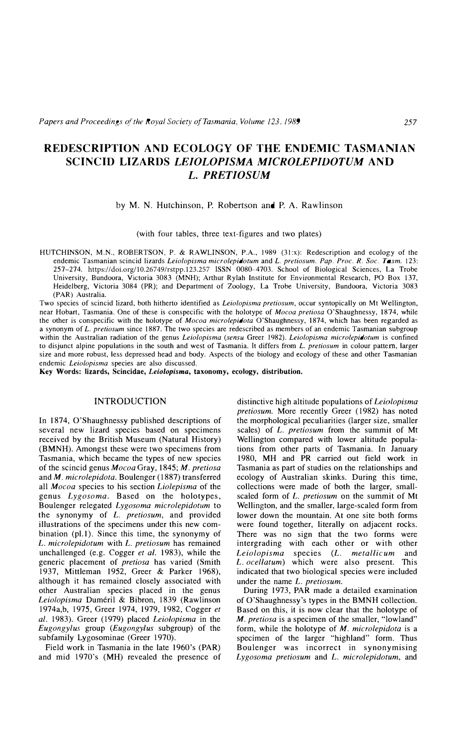// REDESCRIPTION AND ECOLOGY OF THE ENDEMIC TASMANIAN SCINCID LIZARDS *LEIOLOPISMA MICROLEPIDOTUM* AND *L. PRETIOSUM*

by M. N. Hutchinson, P. Robertson and P. A. Rawlinson

(with four tables, three text-figures and two plates)

HUTCHINSON, M.N., ROBERTSON, P. & RAWLINSON, P.A., 1989 (31:x): Redescription and ecology of the endemic Tasmanian scincid lizards *Leiolopisma microlepidotum* and *L. pretiosum*. *Pap. Proc. R. Soc. Tasm.* 123: 257–274. https://doi.org/10.26749/rstpp.123.257 ISSN 0080-4703. School of Biological Sciences, La Trobe University, Bundoora, Victoria 3083 (MNH); Arthur Rylah Institute for Environmental Research, PO Box 137, Heidelberg, Victoria 3084 (PR); and Department of Zoology, La Trobe University, Bundoora, Victoria 3083 (PAR) Australia.

Two species of scincid lizard, both hitherto identified as *Leiolopisma pretiosum*, occur syntopically on Mt Wellington, near Hobart, Tasmania. One of these is conspecific with the holotype of *Mocoa pretiosa* O'Shaughnessy, 1874, while the other is conspecific with the holotype of *Mocoa microlepidota* O'Shaughnessy, 1874, which has been regarded as a synonym of *L. pretiosum* since 1887. The two species are redescribed as members of an endemic Tasmanian subgroup within the Australian radiation of the genus *Leiolopisma* (*sensu* Greer 1982). *Leiolopisma microlepidotum* is confined to disjunct alpine populations in the south and west of Tasmania. It differs from *L. pretiosum* in colour pattern, larger size and more robust, less depressed head and body. Aspects of the biology and ecology of these and other Tasmanian endemic *Leiolopisma* species are also discussed.

**Key Words: lizards, Scincidae, *Leiolopisma*, taxonomy, ecology, distribution.**

## INTRODUCTION

In 1874, O'Shaughnessy published descriptions of several new lizard species based on specimens received by the British Museum (Natural History) (BMNH). Amongst these were two specimens from Tasmania, which became the types of new species of the scincid genus *Mocoa* Gray, 1845; *M. pretiosa* and *M. microlepidota*. Boulenger (1887) transferred all *Mocoa* species to his section *Liolepisma* of the genus *Lygosoma*. Based on the holotypes, Boulenger relegated *Lygosoma microlepidotum* to the synonymy of *L. pretiosum*, and provided illustrations of the specimens under this new combination (pl.1). Since this time, the synonymy of *L. microlepidotum* with *L. pretiosum* has remained unchallenged (e.g. Cogger *et al.* 1983), while the generic placement of *pretiosa* has varied (Smith 1937, Mittleman 1952, Greer & Parker 1968), although it has remained closely associated with other Australian species placed in the genus *Leiolopisma* Duméril & Bibron, 1839 (Rawlinson 1974a,b, 1975, Greer 1974, 1979, 1982, Cogger *et al.* 1983). Greer (1979) placed *Leiolopisma* in the *Eugongylus* group (*Eugongylus* subgroup) of the subfamily Lygosominae (Greer 1970).

Field work in Tasmania in the late 1960's (PAR) and mid 1970's (MH) revealed the presence of distinctive high altitude populations of *Leiolopisma pretiosum*. More recently Greer (1982) has noted the morphological peculiarities (larger size, smaller scales) of *L. pretiosum* from the summit of Mt Wellington compared with lower altitude populations from other parts of Tasmania. In January 1980, MH and PR carried out field work in Tasmania as part of studies on the relationships and ecology of Australian skinks. During this time, collections were made of both the larger, small-scaled form of *L. pretiosum* on the summit of Mt Wellington, and the smaller, large-scaled form from lower down the mountain. At one site both forms were found together, literally on adjacent rocks. There was no sign that the two forms were intergrading with each other or with other *Leiolopisma* species (*L. metallicum* and *L. ocellatum*) which were also present. This indicated that two biological species were included under the name *L. pretiosum*.

During 1973, PAR made a detailed examination of O'Shaughnessy's types in the BMNH collection. Based on this, it is now clear that the holotype of *M. pretiosa* is a specimen of the smaller, "lowland" form, while the holotype of *M. microlepidota* is a specimen of the larger "highland" form. Thus Boulenger was incorrect in synonymising *Lygosoma pretiosum* and *L. microlepidotum*, and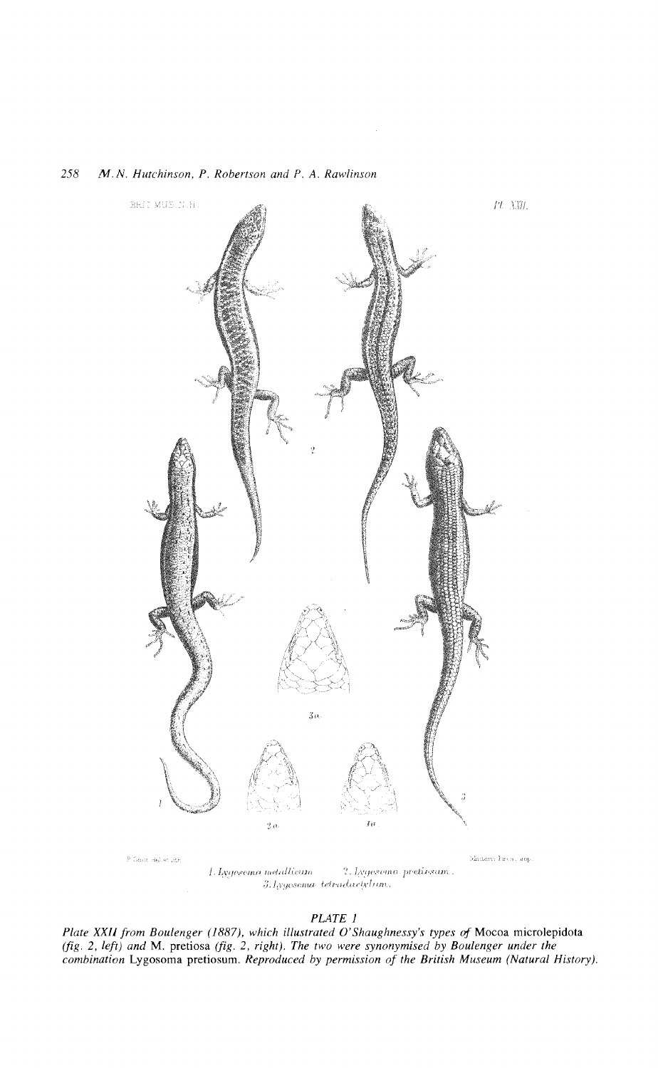**PLATE 1**

*Plate XXII from Boulenger (1887), which illustrated O'Shaughnessy's types of* Mocoa microlepidota *(fig. 2, left) and* M. pretiosa *(fig. 2, right). The two were synonymised by Boulenger under the combination* Lygosoma pretiosum. *Reproduced by permission of the British Museum (Natural History).*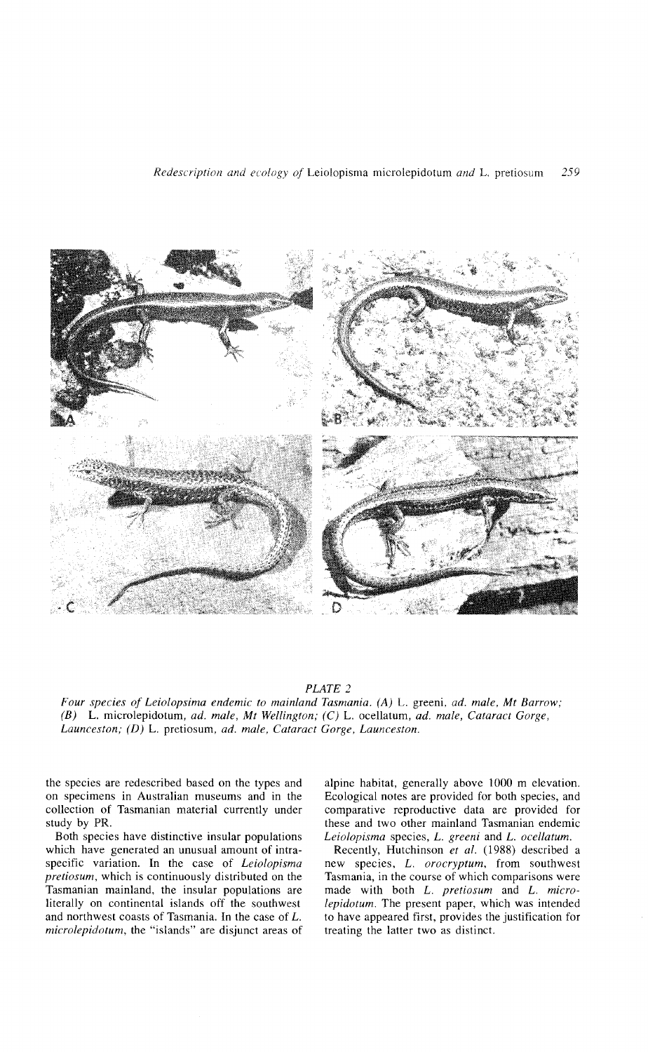*PLATE 2*

*Four species of Leiolopsima endemic to mainland Tasmania. (A)* L. greeni, *ad. male, Mt Barrow; (B)* L. microlepidotum, *ad. male, Mt Wellington; (C)* L. ocellatum, *ad. male, Cataract Gorge, Launceston; (D)* L. pretiosum, *ad. male, Cataract Gorge, Launceston.*

the species are redescribed based on the types and on specimens in Australian museums and in the collection of Tasmanian material currently under study by PR.

Both species have distinctive insular populations which have generated an unusual amount of intraspecific variation. In the case of *Leiolopisma pretiosum*, which is continuously distributed on the Tasmanian mainland, the insular populations are literally on continental islands off the southwest and northwest coasts of Tasmania. In the case of *L. microlepidotum*, the "islands" are disjunct areas of alpine habitat, generally above 1000 m elevation. Ecological notes are provided for both species, and comparative reproductive data are provided for these and two other mainland Tasmanian endemic *Leiolopisma* species, *L. greeni* and *L. ocellatum*.

Recently, Hutchinson *et al.* (1988) described a new species, *L. orocryptum*, from southwest Tasmania, in the course of which comparisons were made with both *L. pretiosum* and *L. microlepidotum*. The present paper, which was intended to have appeared first, provides the justification for treating the latter two as distinct.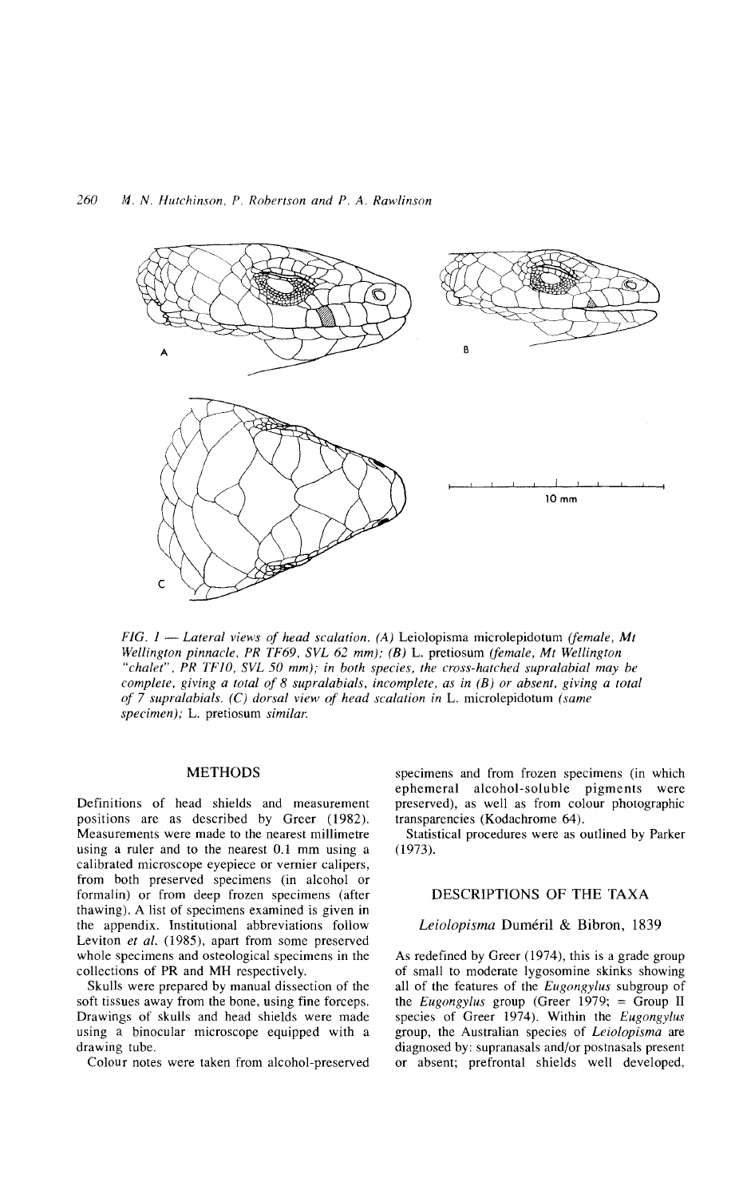*FIG. 1 — Lateral views of head scalation. (A)* Leiolopisma microlepidotum *(female, Mt Wellington pinnacle, PR TF69, SVL 62 mm); (B)* L. pretiosum *(female, Mt Wellington "chalet", PR TF10, SVL 50 mm); in both species, the cross-hatched supralabial may be complete, giving a total of 8 supralabials, incomplete, as in (B) or absent, giving a total of 7 supralabials. (C) dorsal view of head scalation in* L. microlepidotum *(same specimen);* L. pretiosum *similar.*

## METHODS

Definitions of head shields and measurement positions are as described by Greer (1982). Measurements were made to the nearest millimetre using a ruler and to the nearest 0.1 mm using a calibrated microscope eyepiece or vernier calipers, from both preserved specimens (in alcohol or formalin) or from deep frozen specimens (after thawing). A list of specimens examined is given in the appendix. Institutional abbreviations follow Leviton *et al.* (1985), apart from some preserved whole specimens and osteological specimens in the collections of PR and MH respectively.

Skulls were prepared by manual dissection of the soft tissues away from the bone, using fine forceps. Drawings of skulls and head shields were made using a binocular microscope equipped with a drawing tube.

Colour notes were taken from alcohol-preserved specimens and from frozen specimens (in which ephemeral alcohol-soluble pigments were preserved), as well as from colour photographic transparencies (Kodachrome 64).

Statistical procedures were as outlined by Parker (1973).

## DESCRIPTIONS OF THE TAXA

### *Leiolopisma* Duméril & Bibron, 1839

As redefined by Greer (1974), this is a grade group of small to moderate lygosomine skinks showing all of the features of the *Eugongylus* subgroup of the *Eugongylus* group (Greer 1979; = Group II species of Greer 1974). Within the *Eugongylus* group, the Australian species of *Leiolopisma* are diagnosed by: supranasals and/or postnasals present or absent; prefrontal shields well developed,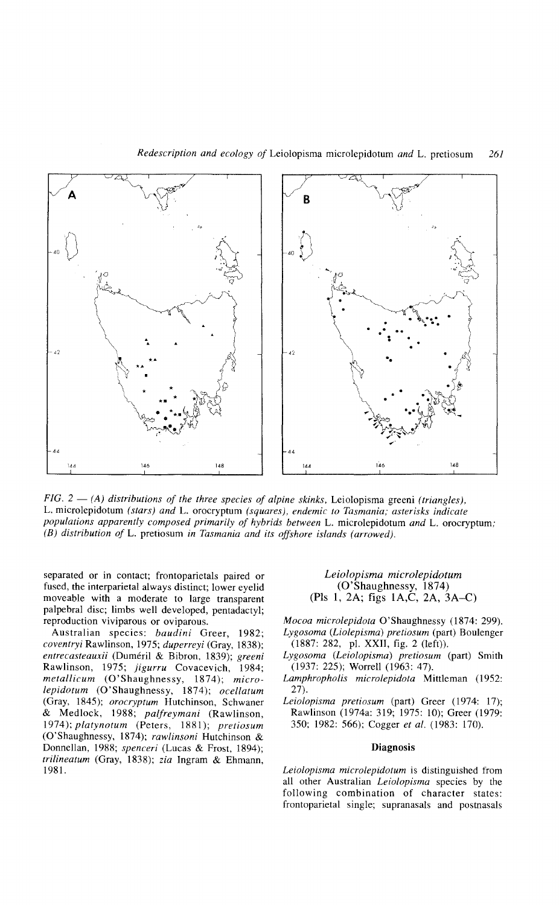*FIG. 2 — (A) distributions of the three species of alpine skinks,* Leiolopisma greeni *(triangles),* L. microlepidotum *(stars) and* L. orocryptum *(squares), endemic to Tasmania; asterisks indicate populations apparently composed primarily of hybrids between* L. microlepidotum *and* L. orocryptum*; (B) distribution of* L. pretiosum *in Tasmania and its offshore islands (arrowed).*

separated or in contact; frontoparietals paired or fused, the interparietal always distinct; lower eyelid moveable with a moderate to large transparent palpebral disc; limbs well developed, pentadactyl; reproduction viviparous or oviparous.

Australian species: *baudini* Greer, 1982; *coventryi* Rawlinson, 1975; *duperreyi* (Gray, 1838); *entrecasteauxii* (Duméril & Bibron, 1839); *greeni* Rawlinson, 1975; *jigurru* Covacevich, 1984; *metallicum* (O'Shaughnessy, 1874); *microlepidotum* (O'Shaughnessy, 1874); *ocellatum* (Gray, 1845); *orocryptum* Hutchinson, Schwaner & Medlock, 1988; *palfreymani* (Rawlinson, 1974); *platynotum* (Peters, 1881); *pretiosum* (O'Shaughnessy, 1874); *rawlinsoni* Hutchinson & Donnellan, 1988; *spenceri* (Lucas & Frost, 1894); *trilineatum* (Gray, 1838); *zia* Ingram & Ehmann, 1981.

## *Leiolopisma microlepidotum* (O'Shaughnessy, 1874) (Pls 1, 2A; figs 1A,C, 2A, 3A–C)

*Mocoa microlepidota* O'Shaughnessy (1874: 299).
*Lygosoma* (*Liolepisma*) *pretiosum* (part) Boulenger (1887: 282, pl. XXII, fig. 2 (left)).
*Lygosoma* (*Leiolopisma*) *pretiosum* (part) Smith (1937: 225); Worrell (1963: 47).
*Lamphropholis microlepidota* Mittleman (1952: 27).
*Leiolopisma pretiosum* (part) Greer (1974: 17); Rawlinson (1974a: 319; 1975: 10); Greer (1979: 350; 1982: 566); Cogger *et al.* (1983: 170).

### Diagnosis

*Leiolopisma microlepidotum* is distinguished from all other Australian *Leiolopisma* species by the following combination of character states: frontoparietal single; supranasals and postnasals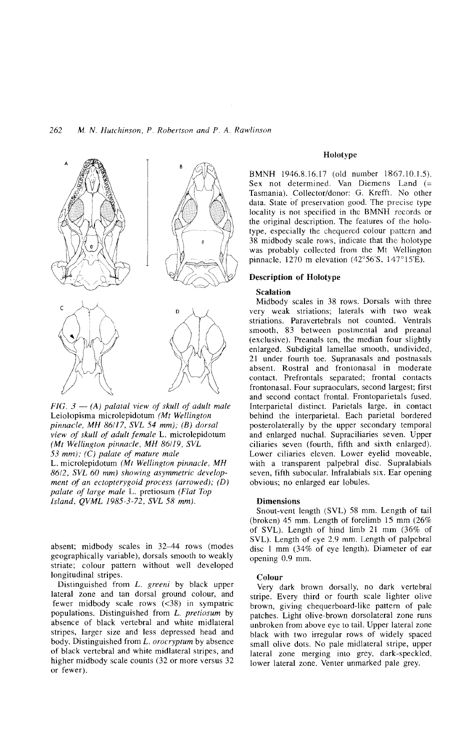*FIG. 3 — (A) palatal view of skull of adult male* Leiolopisma microlepidotum *(Mt Wellington pinnacle, MH 86/17, SVL 54 mm); (B) dorsal view of skull of adult female* L. microlepidotum *(Mt Wellington pinnacle, MH 86/19, SVL 53 mm); (C) palate of mature male* L. microlepidotum *(Mt Wellington pinnacle, MH 86/2, SVL 60 mm) showing asymmetric development of an ectopterygoid process (arrowed); (D) palate of large male* L. pretiosum *(Flat Top Island, QVML 1985-3-72, SVL 58 mm).*

absent; midbody scales in 32–44 rows (modes geographically variable), dorsals smooth to weakly striate; colour pattern without well developed longitudinal stripes.

Distinguished from *L. greeni* by black upper lateral zone and tan dorsal ground colour, and fewer midbody scale rows (<38) in sympatric populations. Distinguished from *L. pretiosum* by absence of black vertebral and white midlateral stripes, larger size and less depressed head and body. Distinguished from *L. orocryptum* by absence of black vertebral and white midlateral stripes, and higher midbody scale counts (32 or more versus 32 or fewer).

## Holotype

BMNH 1946.8.16.17 (old number 1867.10.1.5). Sex not determined. Van Diemens Land (= Tasmania). Collector/donor: G. Krefft. No other data. State of preservation good. The precise type locality is not specified in the BMNH records or the original description. The features of the holotype, especially the chequered colour pattern and 38 midbody scale rows, indicate that the holotype was probably collected from the Mt Wellington pinnacle, 1270 m elevation (42°56'S, 147°15'E).

## Description of Holotype

### Scalation

Midbody scales in 38 rows. Dorsals with three very weak striations; laterals with two weak striations. Paravertebrals not counted. Ventrals smooth, 83 between postmental and preanal (exclusive). Preanals ten, the median four slightly enlarged. Subdigital lamellae smooth, undivided, 21 under fourth toe. Supranasals and postnasals absent. Rostral and frontonasal in moderate contact. Prefrontals separated; frontal contacts frontonasal. Four supraoculars, second largest; first and second contact frontal. Frontoparietals fused. Interparietal distinct. Parietals large, in contact behind the interparietal. Each parietal bordered posterolaterally by the upper secondary temporal and enlarged nuchal. Supraciliaries seven. Upper ciliaries seven (fourth, fifth and sixth enlarged). Lower ciliaries eleven. Lower eyelid moveable, with a transparent palpebral disc. Supralabials seven, fifth subocular. Infralabials six. Ear opening obvious; no enlarged ear lobules.

### Dimensions

Snout-vent length (SVL) 58 mm. Length of tail (broken) 45 mm. Length of forelimb 15 mm (26% of SVL). Length of hind limb 21 mm (36% of SVL). Length of eye 2.9 mm. Length of palpebral disc 1 mm (34% of eye length). Diameter of ear opening 0.9 mm.

### Colour

Very dark brown dorsally, no dark vertebral stripe. Every third or fourth scale lighter olive brown, giving chequerboard-like pattern of pale patches. Light olive-brown dorsolateral zone runs unbroken from above eye to tail. Upper lateral zone black with two irregular rows of widely spaced small olive dots. No pale midlateral stripe, upper lateral zone merging into grey, dark-speckled, lower lateral zone. Venter unmarked pale grey.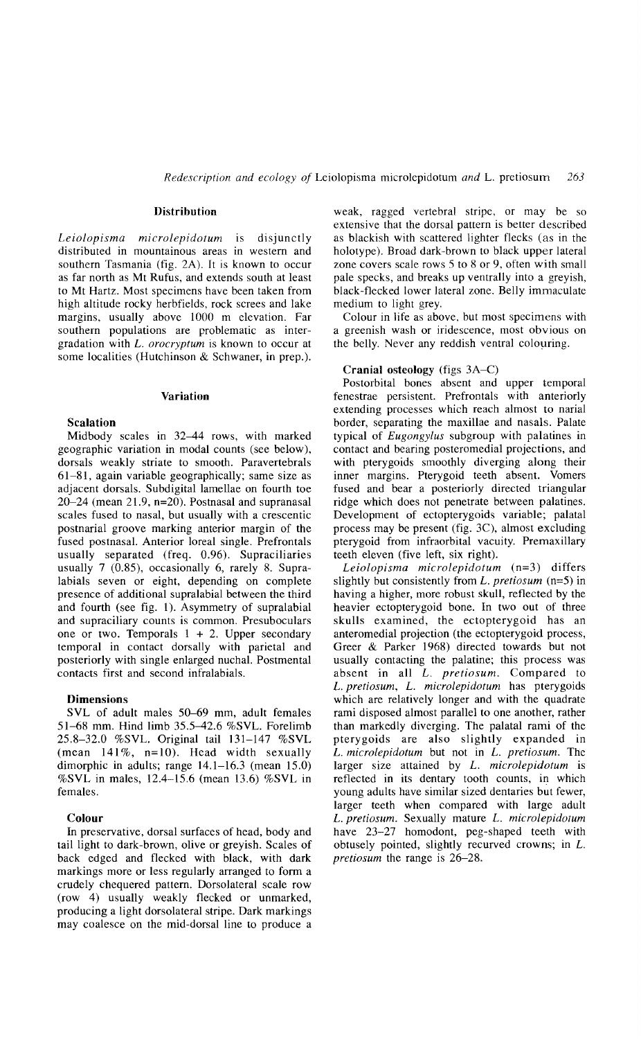## Distribution

*Leiolopisma microlepidotum* is disjunctly distributed in mountainous areas in western and southern Tasmania (fig. 2A). It is known to occur as far north as Mt Rufus, and extends south at least to Mt Hartz. Most specimens have been taken from high altitude rocky herbfields, rock screes and lake margins, usually above 1000 m elevation. Far southern populations are problematic as intergradation with *L. orocryptum* is known to occur at some localities (Hutchinson & Schwaner, in prep.).

## Variation

### Scalation

Midbody scales in 32–44 rows, with marked geographic variation in modal counts (see below), dorsals weakly striate to smooth. Paravertebrals 61–81, again variable geographically; same size as adjacent dorsals. Subdigital lamellae on fourth toe 20–24 (mean 21.9, n=20). Postnasal and supranasal scales fused to nasal, but usually with a crescentic postnarial groove marking anterior margin of the fused postnasal. Anterior loreal single. Prefrontals usually separated (freq. 0.96). Supraciliaries usually 7 (0.85), occasionally 6, rarely 8. Supralabials seven or eight, depending on complete presence of additional supralabial between the third and fourth (see fig. 1). Asymmetry of supralabial and supraciliary counts is common. Presuboculars one or two. Temporals 1 + 2. Upper secondary temporal in contact dorsally with parietal and posteriorly with single enlarged nuchal. Postmental contacts first and second infralabials.

### Dimensions

SVL of adult males 50–69 mm, adult females 51–68 mm. Hind limb 35.5–42.6 %SVL. Forelimb 25.8–32.0 %SVL. Original tail 131–147 %SVL (mean 141%, n=10). Head width sexually dimorphic in adults; range 14.1–16.3 (mean 15.0) %SVL in males, 12.4–15.6 (mean 13.6) %SVL in females.

### Colour

In preservative, dorsal surfaces of head, body and tail light to dark-brown, olive or greyish. Scales of back edged and flecked with black, with dark markings more or less regularly arranged to form a crudely chequered pattern. Dorsolateral scale row (row 4) usually weakly flecked or unmarked, producing a light dorsolateral stripe. Dark markings may coalesce on the mid-dorsal line to produce a weak, ragged vertebral stripe, or may be so extensive that the dorsal pattern is better described as blackish with scattered lighter flecks (as in the holotype). Broad dark-brown to black upper lateral zone covers scale rows 5 to 8 or 9, often with small pale specks, and breaks up ventrally into a greyish, black-flecked lower lateral zone. Belly immaculate medium to light grey.

Colour in life as above, but most specimens with a greenish wash or iridescence, most obvious on the belly. Never any reddish ventral colouring.

### Cranial osteology (figs 3A–C)

Postorbital bones absent and upper temporal fenestrae persistent. Prefrontals with anteriorly extending processes which reach almost to narial border, separating the maxillae and nasals. Palate typical of *Eugongylus* subgroup with palatines in contact and bearing posteromedial projections, and with pterygoids smoothly diverging along their inner margins. Pterygoid teeth absent. Vomers fused and bear a posteriorly directed triangular ridge which does not penetrate between palatines. Development of ectopterygoids variable; palatal process may be present (fig. 3C), almost excluding pterygoid from infraorbital vacuity. Premaxillary teeth eleven (five left, six right).

*Leiolopisma microlepidotum* (n=3) differs slightly but consistently from *L. pretiosum* (n=5) in having a higher, more robust skull, reflected by the heavier ectopterygoid bone. In two out of three skulls examined, the ectopterygoid has an anteromedial projection (the ectopterygoid process, Greer & Parker 1968) directed towards but not usually contacting the palatine; this process was absent in all *L. pretiosum*. Compared to *L. pretiosum*, *L. microlepidotum* has pterygoids which are relatively longer and with the quadrate rami disposed almost parallel to one another, rather than markedly diverging. The palatal rami of the pterygoids are also slightly expanded in *L. microlepidotum* but not in *L. pretiosum*. The larger size attained by *L. microlepidotum* is reflected in its dentary tooth counts, in which young adults have similar sized dentaries but fewer, larger teeth when compared with large adult *L. pretiosum*. Sexually mature *L. microlepidotum* have 23–27 homodont, peg-shaped teeth with obtusely pointed, slightly recurved crowns; in *L. pretiosum* the range is 26–28.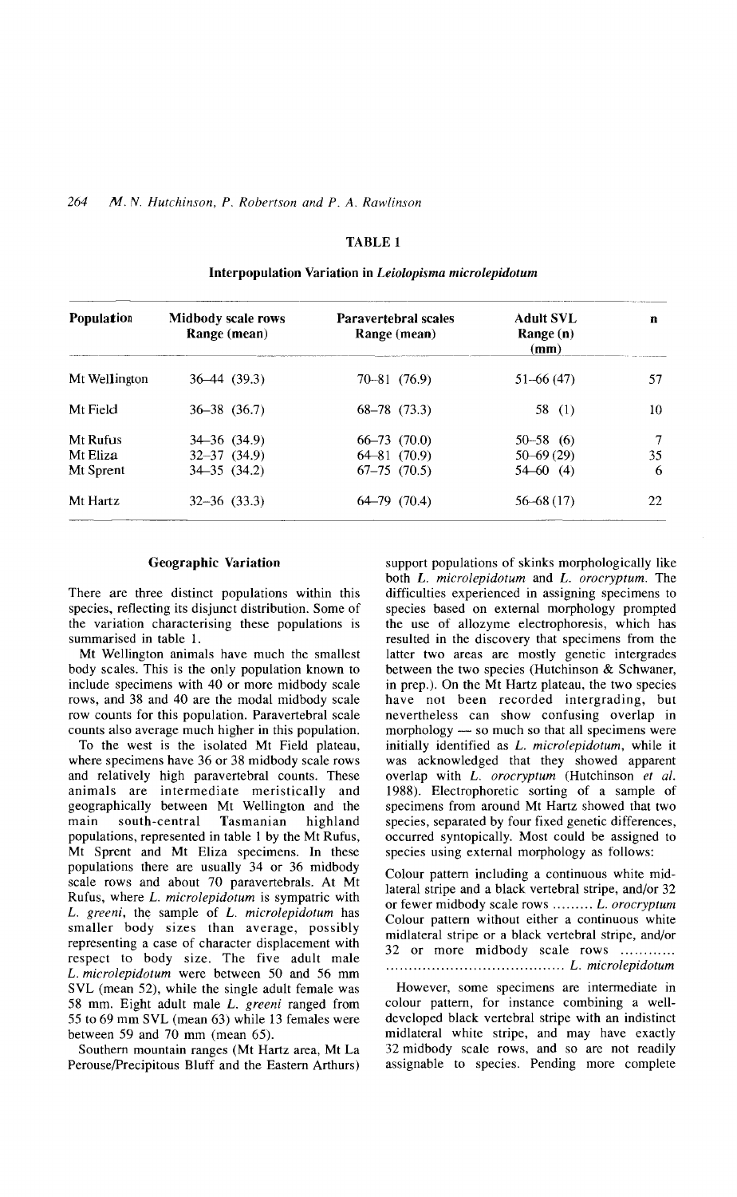### TABLE 1

**Interpopulation Variation in *Leiolopisma microlepidotum***

| Population | Midbody scale rows Range (mean) | Paravertebral scales Range (mean) | Adult SVL Range (n) (mm) | n |
|---|---|---|---|---|
| Mt Wellington | 36–44 (39.3) | 70–81 (76.9) | 51–66 (47) | 57 |
| Mt Field | 36–38 (36.7) | 68–78 (73.3) | 58 (1) | 10 |
| Mt Rufus | 34–36 (34.9) | 66–73 (70.0) | 50–58 (6) | 7 |
| Mt Eliza | 32–37 (34.9) | 64–81 (70.9) | 50–69 (29) | 35 |
| Mt Sprent | 34–35 (34.2) | 67–75 (70.5) | 54–60 (4) | 6 |
| Mt Hartz | 32–36 (33.3) | 64–79 (70.4) | 56–68 (17) | 22 |

### Geographic Variation

There are three distinct populations within this species, reflecting its disjunct distribution. Some of the variation characterising these populations is summarised in table 1.

Mt Wellington animals have much the smallest body scales. This is the only population known to include specimens with 40 or more midbody scale rows, and 38 and 40 are the modal midbody scale row counts for this population. Paravertebral scale counts also average much higher in this population.

To the west is the isolated Mt Field plateau, where specimens have 36 or 38 midbody scale rows and relatively high paravertebral counts. These animals are intermediate meristically and geographically between Mt Wellington and the main south-central Tasmanian highland populations, represented in table 1 by the Mt Rufus, Mt Sprent and Mt Eliza specimens. In these populations there are usually 34 or 36 midbody scale rows and about 70 paravertebrals. At Mt Rufus, where *L. microlepidotum* is sympatric with *L. greeni*, the sample of *L. microlepidotum* has smaller body sizes than average, possibly representing a case of character displacement with respect to body size. The five adult male *L. microlepidotum* were between 50 and 56 mm SVL (mean 52), while the single adult female was 58 mm. Eight adult male *L. greeni* ranged from 55 to 69 mm SVL (mean 63) while 13 females were between 59 and 70 mm (mean 65).

Southern mountain ranges (Mt Hartz area, Mt La Perouse/Precipitous Bluff and the Eastern Arthurs) support populations of skinks morphologically like both *L. microlepidotum* and *L. orocryptum*. The difficulties experienced in assigning specimens to species based on external morphology prompted the use of allozyme electrophoresis, which has resulted in the discovery that specimens from the latter two areas are mostly genetic intergrades between the two species (Hutchinson & Schwaner, in prep.). On the Mt Hartz plateau, the two species have not been recorded intergrading, but nevertheless can show confusing overlap in morphology — so much so that all specimens were initially identified as *L. microlepidotum*, while it was acknowledged that they showed apparent overlap with *L. orocryptum* (Hutchinson *et al.* 1988). Electrophoretic sorting of a sample of specimens from around Mt Hartz showed that two species, separated by four fixed genetic differences, occurred syntopically. Most could be assigned to species using external morphology as follows:

Colour pattern including a continuous white midlateral stripe and a black vertebral stripe, and/or 32 or fewer midbody scale rows ......... *L. orocryptum*

Colour pattern without either a continuous white midlateral stripe or a black vertebral stripe, and/or 32 or more midbody scale rows ............ ........................................ *L. microlepidotum*

However, some specimens are intermediate in colour pattern, for instance combining a well-developed black vertebral stripe with an indistinct midlateral white stripe, and may have exactly 32 midbody scale rows, and so are not readily assignable to species. Pending more complete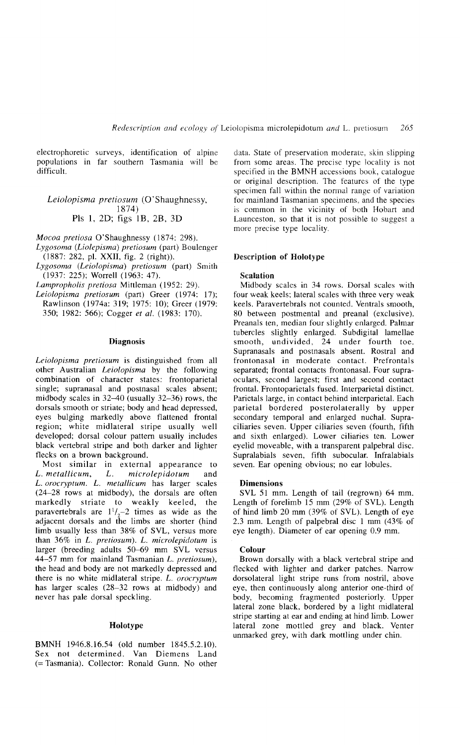electrophoretic surveys, identification of alpine populations in far southern Tasmania will be difficult.

## *Leiolopisma pretiosum* (O'Shaughnessy, 1874)
### Pls 1, 2D; figs 1B, 2B, 3D

*Mocoa pretiosa* O'Shaughnessy (1874: 298).
*Lygosoma (Liolepisma) pretiosum* (part) Boulenger (1887: 282, pl. XXII, fig. 2 (right)).
*Lygosoma (Leiolopisma) pretiosum* (part) Smith (1937: 225); Worrell (1963: 47).
*Lampropholis pretiosa* Mittleman (1952: 29).
*Leiolopisma pretiosum* (part) Greer (1974: 17); Rawlinson (1974a: 319; 1975: 10); Greer (1979: 350; 1982: 566); Cogger *et al.* (1983: 170).

### Diagnosis

*Leiolopisma pretiosum* is distinguished from all other Australian *Leiolopisma* by the following combination of character states: frontoparietal single; supranasal and postnasal scales absent; midbody scales in 32–40 (usually 32–36) rows, the dorsals smooth or striate; body and head depressed, eyes bulging markedly above flattened frontal region; white midlateral stripe usually well developed; dorsal colour pattern usually includes black vertebral stripe and both darker and lighter flecks on a brown background.

Most similar in external appearance to *L. metallicum*, *L. microlepidotum* and *L. orocryptum*. *L. metallicum* has larger scales (24–28 rows at midbody), the dorsals are often markedly striate to weakly keeled, the paravertebrals are $1^1/_2$–2 times as wide as the adjacent dorsals and the limbs are shorter (hind limb usually less than 38% of SVL, versus more than 36% in *L. pretiosum*). *L. microlepidotum* is larger (breeding adults 50–69 mm SVL versus 44–57 mm for mainland Tasmanian *L. pretiosum*), the head and body are not markedly depressed and there is no white midlateral stripe. *L. orocryptum* has larger scales (28–32 rows at midbody) and never has pale dorsal speckling.

### Holotype

BMNH 1946.8.16.54 (old number 1845.5.2.10). Sex not determined. Van Diemens Land (= Tasmania). Collector: Ronald Gunn. No other data. State of preservation moderate, skin slipping from some areas. The precise type locality is not specified in the BMNH accessions book, catalogue or original description. The features of the type specimen fall within the normal range of variation for mainland Tasmanian specimens, and the species is common in the vicinity of both Hobart and Launceston, so that it is not possible to suggest a more precise type locality.

### Description of Holotype

#### Scalation

Midbody scales in 34 rows. Dorsal scales with four weak keels; lateral scales with three very weak keels. Paravertebrals not counted. Ventrals smooth, 80 between postmental and preanal (exclusive). Preanals ten, median four slightly enlarged. Palmar tubercles slightly enlarged. Subdigital lamellae smooth, undivided, 24 under fourth toe. Supranasals and postnasals absent. Rostral and frontonasal in moderate contact. Prefrontals separated; frontal contacts frontonasal. Four supraoculars, second largest; first and second contact frontal. Frontoparietals fused. Interparietal distinct. Parietals large, in contact behind interparietal. Each parietal bordered posterolaterally by upper secondary temporal and enlarged nuchal. Supraciliaries seven. Upper ciliaries seven (fourth, fifth and sixth enlarged). Lower ciliaries ten. Lower eyelid moveable, with a transparent palpebral disc. Supralabials seven, fifth subocular. Infralabials seven. Ear opening obvious; no ear lobules.

#### Dimensions

SVL 51 mm. Length of tail (regrown) 64 mm. Length of forelimb 15 mm (29% of SVL). Length of hind limb 20 mm (39% of SVL). Length of eye 2.3 mm. Length of palpebral disc 1 mm (43% of eye length). Diameter of ear opening 0.9 mm.

#### Colour

Brown dorsally with a black vertebral stripe and flecked with lighter and darker patches. Narrow dorsolateral light stripe runs from nostril, above eye, then continuously along anterior one-third of body, becoming fragmented posteriorly. Upper lateral zone black, bordered by a light midlateral stripe starting at ear and ending at hind limb. Lower lateral zone mottled grey and black. Venter unmarked grey, with dark mottling under chin.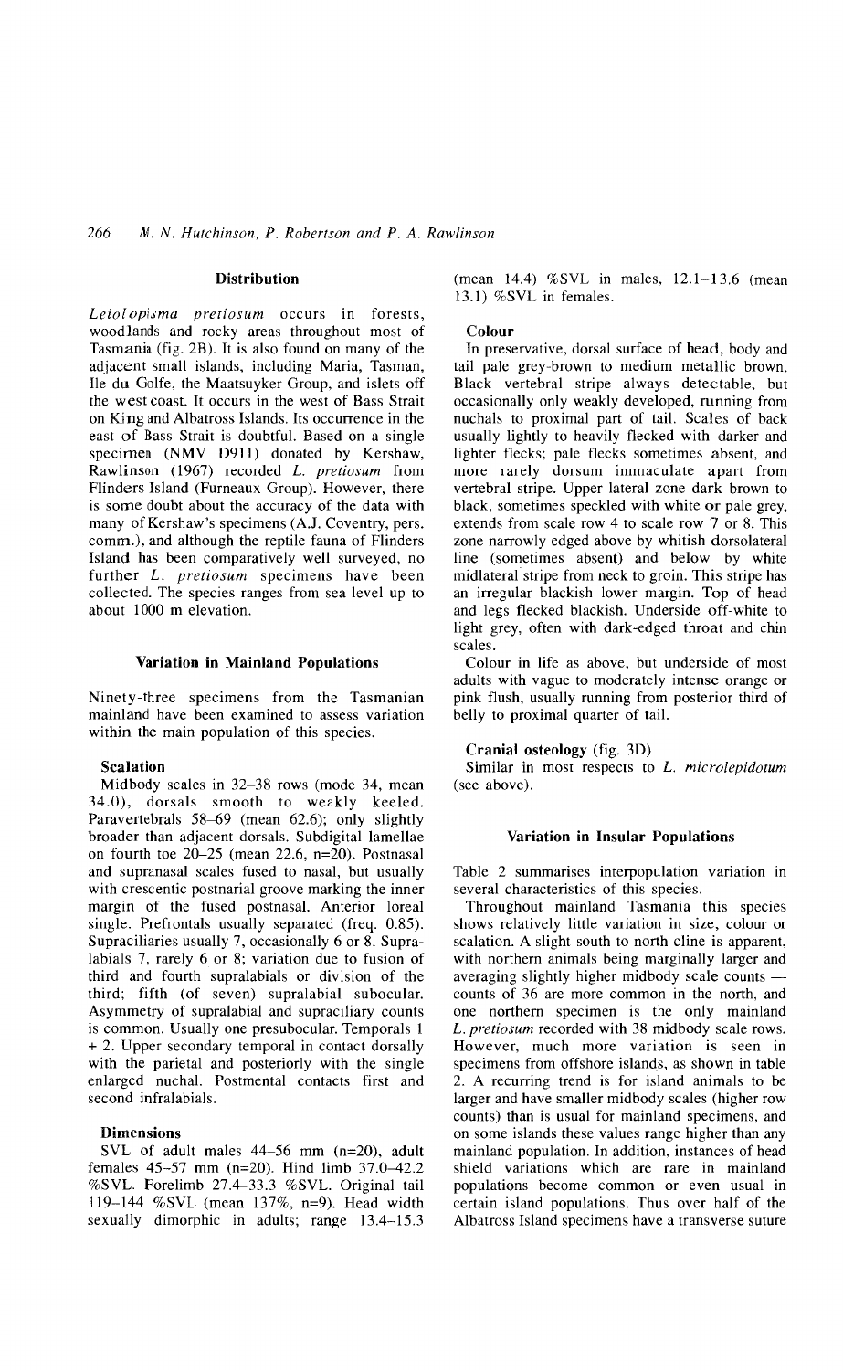## Distribution

*Leiolopisma pretiosum* occurs in forests, woodlands and rocky areas throughout most of Tasmania (fig. 2B). It is also found on many of the adjacent small islands, including Maria, Tasman, Ile du Golfe, the Maatsuyker Group, and islets off the west coast. It occurs in the west of Bass Strait on King and Albatross Islands. Its occurrence in the east of Bass Strait is doubtful. Based on a single specimen (NMV D911) donated by Kershaw, Rawlinson (1967) recorded *L. pretiosum* from Flinders Island (Furneaux Group). However, there is some doubt about the accuracy of the data with many of Kershaw's specimens (A.J. Coventry, pers. comm.), and although the reptile fauna of Flinders Island has been comparatively well surveyed, no further *L. pretiosum* specimens have been collected. The species ranges from sea level up to about 1000 m elevation.

## Variation in Mainland Populations

Ninety-three specimens from the Tasmanian mainland have been examined to assess variation within the main population of this species.

### Scalation

Midbody scales in 32–38 rows (mode 34, mean 34.0), dorsals smooth to weakly keeled. Paravertebrals 58–69 (mean 62.6); only slightly broader than adjacent dorsals. Subdigital lamellae on fourth toe 20–25 (mean 22.6, n=20). Postnasal and supranasal scales fused to nasal, but usually with crescentic postnarial groove marking the inner margin of the fused postnasal. Anterior loreal single. Prefrontals usually separated (freq. 0.85). Supraciliaries usually 7, occasionally 6 or 8. Supralabials 7, rarely 6 or 8; variation due to fusion of third and fourth supralabials or division of the third; fifth (of seven) supralabial subocular. Asymmetry of supralabial and supraciliary counts is common. Usually one presubocular. Temporals 1 + 2. Upper secondary temporal in contact dorsally with the parietal and posteriorly with the single enlarged nuchal. Postmental contacts first and second infralabials.

### Dimensions

SVL of adult males 44–56 mm (n=20), adult females 45–57 mm (n=20). Hind limb 37.0–42.2 %SVL. Forelimb 27.4–33.3 %SVL. Original tail 119–144 %SVL (mean 137%, n=9). Head width sexually dimorphic in adults; range 13.4–15.3 (mean 14.4) %SVL in males, 12.1–13.6 (mean 13.1) %SVL in females.

### Colour

In preservative, dorsal surface of head, body and tail pale grey-brown to medium metallic brown. Black vertebral stripe always detectable, but occasionally only weakly developed, running from nuchals to proximal part of tail. Scales of back usually lightly to heavily flecked with darker and lighter flecks; pale flecks sometimes absent, and more rarely dorsum immaculate apart from vertebral stripe. Upper lateral zone dark brown to black, sometimes speckled with white or pale grey, extends from scale row 4 to scale row 7 or 8. This zone narrowly edged above by whitish dorsolateral line (sometimes absent) and below by white midlateral stripe from neck to groin. This stripe has an irregular blackish lower margin. Top of head and legs flecked blackish. Underside off-white to light grey, often with dark-edged throat and chin scales.

Colour in life as above, but underside of most adults with vague to moderately intense orange or pink flush, usually running from posterior third of belly to proximal quarter of tail.

### Cranial osteology (fig. 3D)

Similar in most respects to *L. microlepidotum* (see above).

## Variation in Insular Populations

Table 2 summarises interpopulation variation in several characteristics of this species.

Throughout mainland Tasmania this species shows relatively little variation in size, colour or scalation. A slight south to north cline is apparent, with northern animals being marginally larger and averaging slightly higher midbody scale counts — counts of 36 are more common in the north, and one northern specimen is the only mainland *L. pretiosum* recorded with 38 midbody scale rows. However, much more variation is seen in specimens from offshore islands, as shown in table 2. A recurring trend is for island animals to be larger and have smaller midbody scales (higher row counts) than is usual for mainland specimens, and on some islands these values range higher than any mainland population. In addition, instances of head shield variations which are rare in mainland populations become common or even usual in certain island populations. Thus over half of the Albatross Island specimens have a transverse suture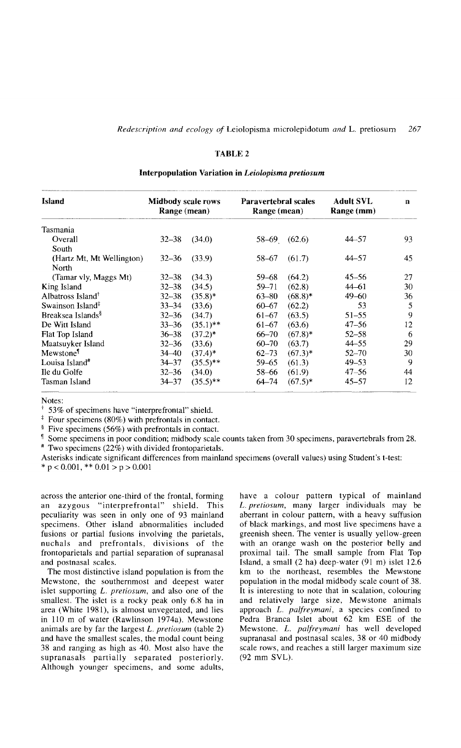**TABLE 2**

**Interpopulation Variation in *Leiolopisma pretiosum***

| Island | Midbody scale rows Range (mean) | | Paravertebral scales Range (mean) | | Adult SVL Range (mm) | n |
|---|---|---|---|---|---|---|
| Tasmania | | | | | | |
| Overall | 32–38 | (34.0) | 58–69 | (62.6) | 44–57 | 93 |
| South (Hartz Mt, Mt Wellington) | 32–36 | (33.9) | 58–67 | (61.7) | 44–57 | 45 |
| North (Tamar vly, Maggs Mt) | 32–38 | (34.3) | 59–68 | (64.2) | 45–56 | 27 |
| King Island | 32–38 | (34.5) | 59–71 | (62.8) | 44–61 | 30 |
| Albatross Island† | 32–38 | (35.8)* | 63–80 | (68.8)* | 49–60 | 36 |
| Swainson Island‡ | 33–34 | (33.6) | 60–67 | (62.2) | 53 | 5 |
| Breaksea Islands§ | 32–36 | (34.7) | 61–67 | (63.5) | 51–55 | 9 |
| De Witt Island | 33–36 | (35.1)** | 61–67 | (63.6) | 47–56 | 12 |
| Flat Top Island | 36–38 | (37.2)* | 66–70 | (67.8)* | 52–58 | 6 |
| Maatsuyker Island | 32–36 | (33.6) | 60–70 | (63.7) | 44–55 | 29 |
| Mewstone¶ | 34–40 | (37.4)* | 62–73 | (67.3)* | 52–70 | 30 |
| Louisa Island# | 34–37 | (35.5)** | 59–65 | (61.3) | 49–53 | 9 |
| Ile du Golfe | 32–36 | (34.0) | 58–66 | (61.9) | 47–56 | 44 |
| Tasman Island | 34–37 | (35.5)** | 64–74 | (67.5)* | 45–57 | 12 |

Notes:
† 53% of specimens have "interprefrontal" shield.
‡ Four specimens (80%) with prefrontals in contact.
§ Five specimens (56%) with prefrontals in contact.
¶ Some specimens in poor condition; midbody scale counts taken from 30 specimens, paravertebrals from 28.
# Two specimens (22%) with divided frontoparietals.
Asterisks indicate significant differences from mainland specimens (overall values) using Student's t-test:
* $p < 0.001$, ** $0.01 > p > 0.001$

across the anterior one-third of the frontal, forming an azygous "interprefrontal" shield. This peculiarity was seen in only one of 93 mainland specimens. Other island abnormalities included fusions or partial fusions involving the parietals, nuchals and prefrontals, divisions of the frontoparietals and partial separation of supranasal and postnasal scales.

The most distinctive island population is from the Mewstone, the southernmost and deepest water islet supporting *L. pretiosum*, and also one of the smallest. The islet is a rocky peak only 6.8 ha in area (White 1981), is almost unvegetated, and lies in 110 m of water (Rawlinson 1974a). Mewstone animals are by far the largest *L. pretiosum* (table 2) and have the smallest scales, the modal count being 38 and ranging as high as 40. Most also have the supranasals partially separated posteriorly. Although younger specimens, and some adults, have a colour pattern typical of mainland *L. pretiosum*, many larger individuals may be aberrant in colour pattern, with a heavy suffusion of black markings, and most live specimens have a greenish sheen. The venter is usually yellow-green with an orange wash on the posterior belly and proximal tail. The small sample from Flat Top Island, a small (2 ha) deep-water (91 m) islet 12.6 km to the northeast, resembles the Mewstone population in the modal midbody scale count of 38. It is interesting to note that in scalation, colouring and relatively large size, Mewstone animals approach *L. palfreymani*, a species confined to Pedra Branca Islet about 62 km ESE of the Mewstone. *L. palfreymani* has well developed supranasal and postnasal scales, 38 or 40 midbody scale rows, and reaches a still larger maximum size (92 mm SVL).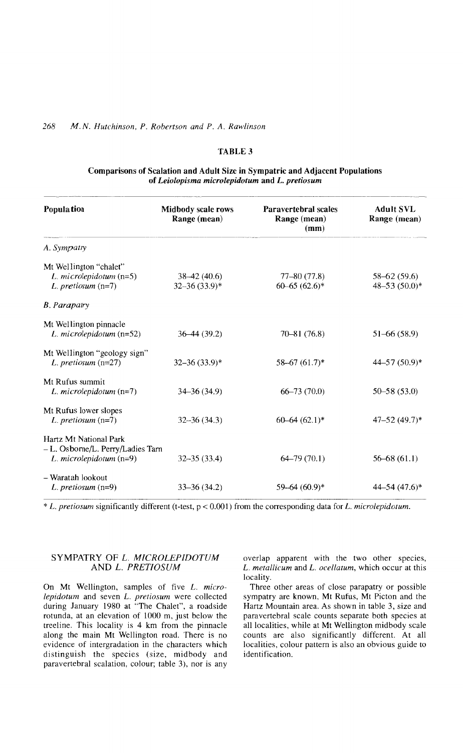## TABLE 3

**Comparisons of Scalation and Adult Size in Sympatric and Adjacent Populations of *Leiolopisma microlepidotum* and *L. pretiosum***

| Population | Midbody scale rows Range (mean) | Paravertebral scales Range (mean) (mm) | Adult SVL Range (mean) |
|---|---|---|---|
| *A. Sympatry* | | | |
| Mt Wellington "chalet" | | | |
| *L. microlepidotum* (n=5) | 38–42 (40.6) | 77–80 (77.8) | 58–62 (59.6) |
| *L. pretiosum* (n=7) | 32–36 (33.9)* | 60–65 (62.6)* | 48–53 (50.0)* |
| *B. Parapatry* | | | |
| Mt Wellington pinnacle | | | |
| *L. microlepidotum* (n=52) | 36–44 (39.2) | 70–81 (76.8) | 51–66 (58.9) |
| Mt Wellington "geology sign" | | | |
| *L. pretiosum* (n=27) | 32–36 (33.9)* | 58–67 (61.7)* | 44–57 (50.9)* |
| Mt Rufus summit | | | |
| *L. microlepidotum* (n=7) | 34–36 (34.9) | 66–73 (70.0) | 50–58 (53.0) |
| Mt Rufus lower slopes | | | |
| *L. pretiosum* (n=7) | 32–36 (34.3) | 60–64 (62.1)* | 47–52 (49.7)* |
| Hartz Mt National Park – L. Osborne/L. Perry/Ladies Tarn | | | |
| *L. microlepidotum* (n=9) | 32–35 (33.4) | 64–79 (70.1) | 56–68 (61.1) |
| – Waratah lookout | | | |
| *L. pretiosum* (n=9) | 33–36 (34.2) | 59–64 (60.9)* | 44–54 (47.6)* |

\* *L. pretiosum* significantly different (t-test, $p < 0.001$) from the corresponding data for *L. microlepidotum*.

## SYMPATRY OF *L. MICROLEPIDOTUM* AND *L. PRETIOSUM*

On Mt Wellington, samples of five *L. microlepidotum* and seven *L. pretiosum* were collected during January 1980 at "The Chalet", a roadside rotunda, at an elevation of 1000 m, just below the treeline. This locality is 4 km from the pinnacle along the main Mt Wellington road. There is no evidence of intergradation in the characters which distinguish the species (size, midbody and paravertebral scalation, colour; table 3), nor is any overlap apparent with the two other species, *L. metallicum* and *L. ocellatum*, which occur at this locality.

Three other areas of close parapatry or possible sympatry are known, Mt Rufus, Mt Picton and the Hartz Mountain area. As shown in table 3, size and paravertebral scale counts separate both species at all localities, while at Mt Wellington midbody scale counts are also significantly different. At all localities, colour pattern is also an obvious guide to identification.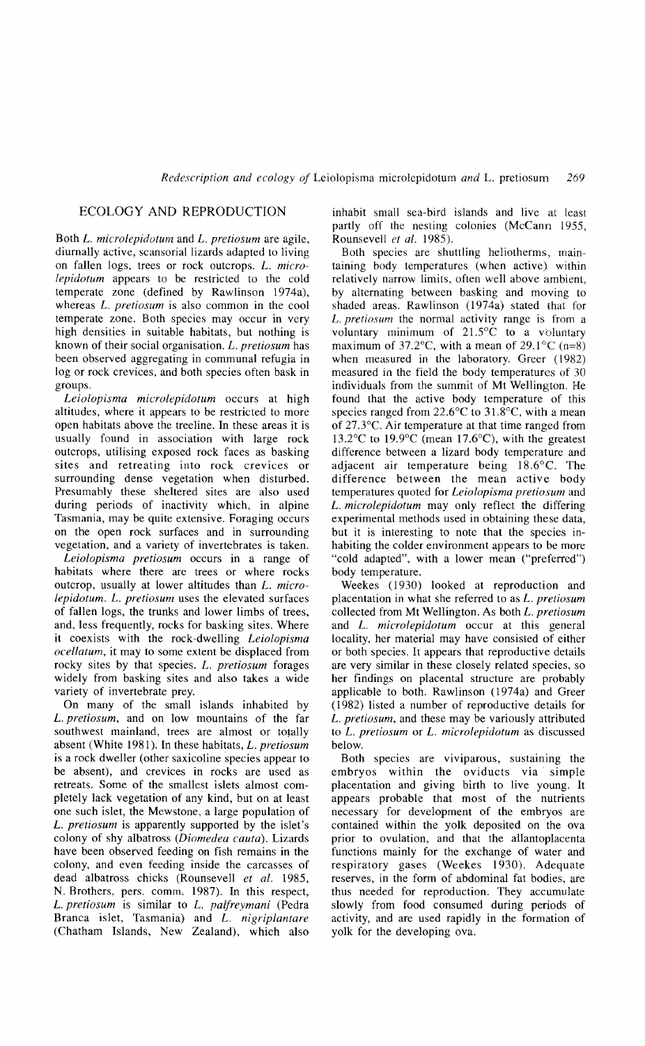## ECOLOGY AND REPRODUCTION

Both *L. microlepidotum* and *L. pretiosum* are agile, diurnally active, scansorial lizards adapted to living on fallen logs, trees or rock outcrops. *L. microlepidotum* appears to be restricted to the cold temperate zone (defined by Rawlinson 1974a), whereas *L. pretiosum* is also common in the cool temperate zone. Both species may occur in very high densities in suitable habitats, but nothing is known of their social organisation. *L. pretiosum* has been observed aggregating in communal refugia in log or rock crevices, and both species often bask in groups.

*Leiolopisma microlepidotum* occurs at high altitudes, where it appears to be restricted to more open habitats above the treeline. In these areas it is usually found in association with large rock outcrops, utilising exposed rock faces as basking sites and retreating into rock crevices or surrounding dense vegetation when disturbed. Presumably these sheltered sites are also used during periods of inactivity which, in alpine Tasmania, may be quite extensive. Foraging occurs on the open rock surfaces and in surrounding vegetation, and a variety of invertebrates is taken.

*Leiolopisma pretiosum* occurs in a range of habitats where there are trees or where rocks outcrop, usually at lower altitudes than *L. microlepidotum*. *L. pretiosum* uses the elevated surfaces of fallen logs, the trunks and lower limbs of trees, and, less frequently, rocks for basking sites. Where it coexists with the rock-dwelling *Leiolopisma ocellatum*, it may to some extent be displaced from rocky sites by that species. *L. pretiosum* forages widely from basking sites and also takes a wide variety of invertebrate prey.

On many of the small islands inhabited by *L. pretiosum*, and on low mountains of the far southwest mainland, trees are almost or totally absent (White 1981). In these habitats, *L. pretiosum* is a rock dweller (other saxicoline species appear to be absent), and crevices in rocks are used as retreats. Some of the smallest islets almost completely lack vegetation of any kind, but on at least one such islet, the Mewstone, a large population of *L. pretiosum* is apparently supported by the islet's colony of shy albatross (*Diomedea cauta*). Lizards have been observed feeding on fish remains in the colony, and even feeding inside the carcasses of dead albatross chicks (Rounsevell *et al.* 1985, N. Brothers, pers. comm. 1987). In this respect, *L. pretiosum* is similar to *L. palfreymani* (Pedra Branca islet, Tasmania) and *L. nigriplantare* (Chatham Islands, New Zealand), which also inhabit small sea-bird islands and live at least partly off the nesting colonies (McCann 1955, Rounsevell *et al.* 1985).

Both species are shuttling heliotherms, maintaining body temperatures (when active) within relatively narrow limits, often well above ambient, by alternating between basking and moving to shaded areas. Rawlinson (1974a) stated that for *L. pretiosum* the normal activity range is from a voluntary minimum of 21.5°C to a voluntary maximum of 37.2°C, with a mean of 29.1°C (n=8) when measured in the laboratory. Greer (1982) measured in the field the body temperatures of 30 individuals from the summit of Mt Wellington. He found that the active body temperature of this species ranged from 22.6°C to 31.8°C, with a mean of 27.3°C. Air temperature at that time ranged from 13.2°C to 19.9°C (mean 17.6°C), with the greatest difference between a lizard body temperature and adjacent air temperature being 18.6°C. The difference between the mean active body temperatures quoted for *Leiolopisma pretiosum* and *L. microlepidotum* may only reflect the differing experimental methods used in obtaining these data, but it is interesting to note that the species inhabiting the colder environment appears to be more "cold adapted", with a lower mean ("preferred") body temperature.

Weekes (1930) looked at reproduction and placentation in what she referred to as *L. pretiosum* collected from Mt Wellington. As both *L. pretiosum* and *L. microlepidotum* occur at this general locality, her material may have consisted of either or both species. It appears that reproductive details are very similar in these closely related species, so her findings on placental structure are probably applicable to both. Rawlinson (1974a) and Greer (1982) listed a number of reproductive details for *L. pretiosum*, and these may be variously attributed to *L. pretiosum* or *L. microlepidotum* as discussed below.

Both species are viviparous, sustaining the embryos within the oviducts via simple placentation and giving birth to live young. It appears probable that most of the nutrients necessary for development of the embryos are contained within the yolk deposited on the ova prior to ovulation, and that the allantoplacenta functions mainly for the exchange of water and respiratory gases (Weekes 1930). Adequate reserves, in the form of abdominal fat bodies, are thus needed for reproduction. They accumulate slowly from food consumed during periods of activity, and are used rapidly in the formation of yolk for the developing ova.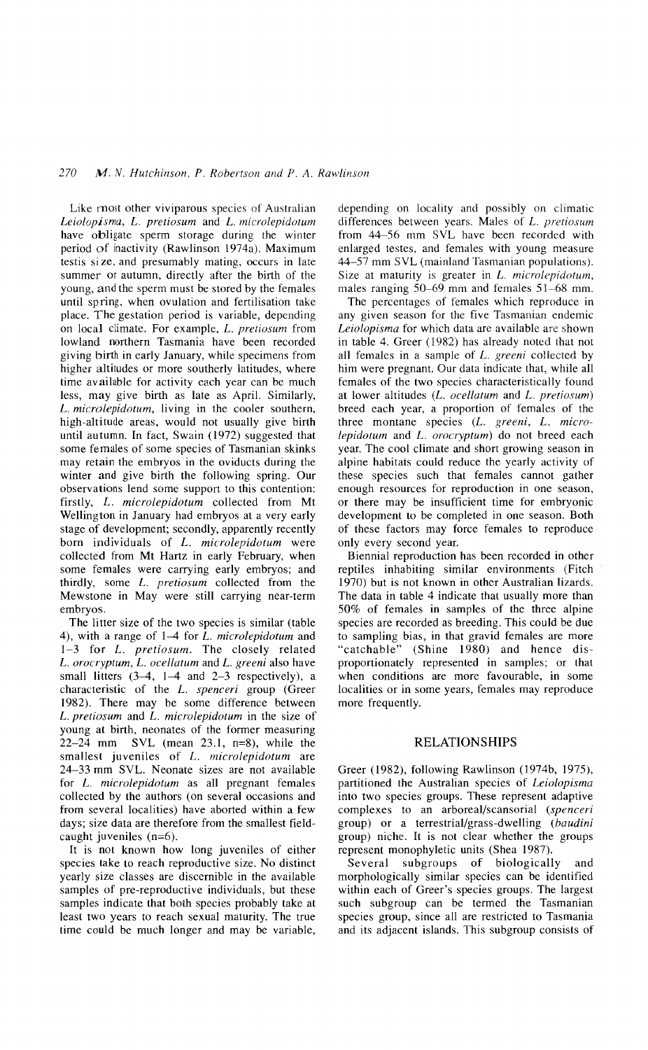Like most other viviparous species of Australian *Leiolopisma*, *L. pretiosum* and *L. microlepidotum* have obligate sperm storage during the winter period of inactivity (Rawlinson 1974a). Maximum testis size, and presumably mating, occurs in late summer or autumn, directly after the birth of the young, and the sperm must be stored by the females until spring, when ovulation and fertilisation take place. The gestation period is variable, depending on local climate. For example, *L. pretiosum* from lowland northern Tasmania have been recorded giving birth in early January, while specimens from higher altitudes or more southerly latitudes, where time available for activity each year can be much less, may give birth as late as April. Similarly, *L. microlepidotum*, living in the cooler southern, high-altitude areas, would not usually give birth until autumn. In fact, Swain (1972) suggested that some females of some species of Tasmanian skinks may retain the embryos in the oviducts during the winter and give birth the following spring. Our observations lend some support to this contention: firstly, *L. microlepidotum* collected from Mt Wellington in January had embryos at a very early stage of development; secondly, apparently recently born individuals of *L. microlepidotum* were collected from Mt Hartz in early February, when some females were carrying early embryos; and thirdly, some *L. pretiosum* collected from the Mewstone in May were still carrying near-term embryos.

The litter size of the two species is similar (table 4), with a range of 1–4 for *L. microlepidotum* and 1–3 for *L. pretiosum*. The closely related *L. orocryptum*, *L. ocellatum* and *L. greeni* also have small litters (3–4, 1–4 and 2–3 respectively), a characteristic of the *L. spenceri* group (Greer 1982). There may be some difference between *L. pretiosum* and *L. microlepidotum* in the size of young at birth, neonates of the former measuring 22–24 mm SVL (mean 23.1, n=8), while the smallest juveniles of *L. microlepidotum* are 24–33 mm SVL. Neonate sizes are not available for *L. microlepidotum* as all pregnant females collected by the authors (on several occasions and from several localities) have aborted within a few days; size data are therefore from the smallest field-caught juveniles (n=6).

It is not known how long juveniles of either species take to reach reproductive size. No distinct yearly size classes are discernible in the available samples of pre-reproductive individuals, but these samples indicate that both species probably take at least two years to reach sexual maturity. The true time could be much longer and may be variable, depending on locality and possibly on climatic differences between years. Males of *L. pretiosum* from 44–56 mm SVL have been recorded with enlarged testes, and females with young measure 44–57 mm SVL (mainland Tasmanian populations). Size at maturity is greater in *L. microlepidotum*, males ranging 50–69 mm and females 51–68 mm.

The percentages of females which reproduce in any given season for the five Tasmanian endemic *Leiolopisma* for which data are available are shown in table 4. Greer (1982) has already noted that not all females in a sample of *L. greeni* collected by him were pregnant. Our data indicate that, while all females of the two species characteristically found at lower altitudes (*L. ocellatum* and *L. pretiosum*) breed each year, a proportion of females of the three montane species (*L. greeni*, *L. microlepidotum* and *L. orocryptum*) do not breed each year. The cool climate and short growing season in alpine habitats could reduce the yearly activity of these species such that females cannot gather enough resources for reproduction in one season, or there may be insufficient time for embryonic development to be completed in one season. Both of these factors may force females to reproduce only every second year.

Biennial reproduction has been recorded in other reptiles inhabiting similar environments (Fitch 1970) but is not known in other Australian lizards. The data in table 4 indicate that usually more than 50% of females in samples of the three alpine species are recorded as breeding. This could be due to sampling bias, in that gravid females are more "catchable" (Shine 1980) and hence disproportionately represented in samples; or that when conditions are more favourable, in some localities or in some years, females may reproduce more frequently.

## RELATIONSHIPS

Greer (1982), following Rawlinson (1974b, 1975), partitioned the Australian species of *Leiolopisma* into two species groups. These represent adaptive complexes to an arboreal/scansorial (*spenceri* group) or a terrestrial/grass-dwelling (*baudini* group) niche. It is not clear whether the groups represent monophyletic units (Shea 1987).

Several subgroups of biologically and morphologically similar species can be identified within each of Greer's species groups. The largest such subgroup can be termed the Tasmanian species group, since all are restricted to Tasmania and its adjacent islands. This subgroup consists of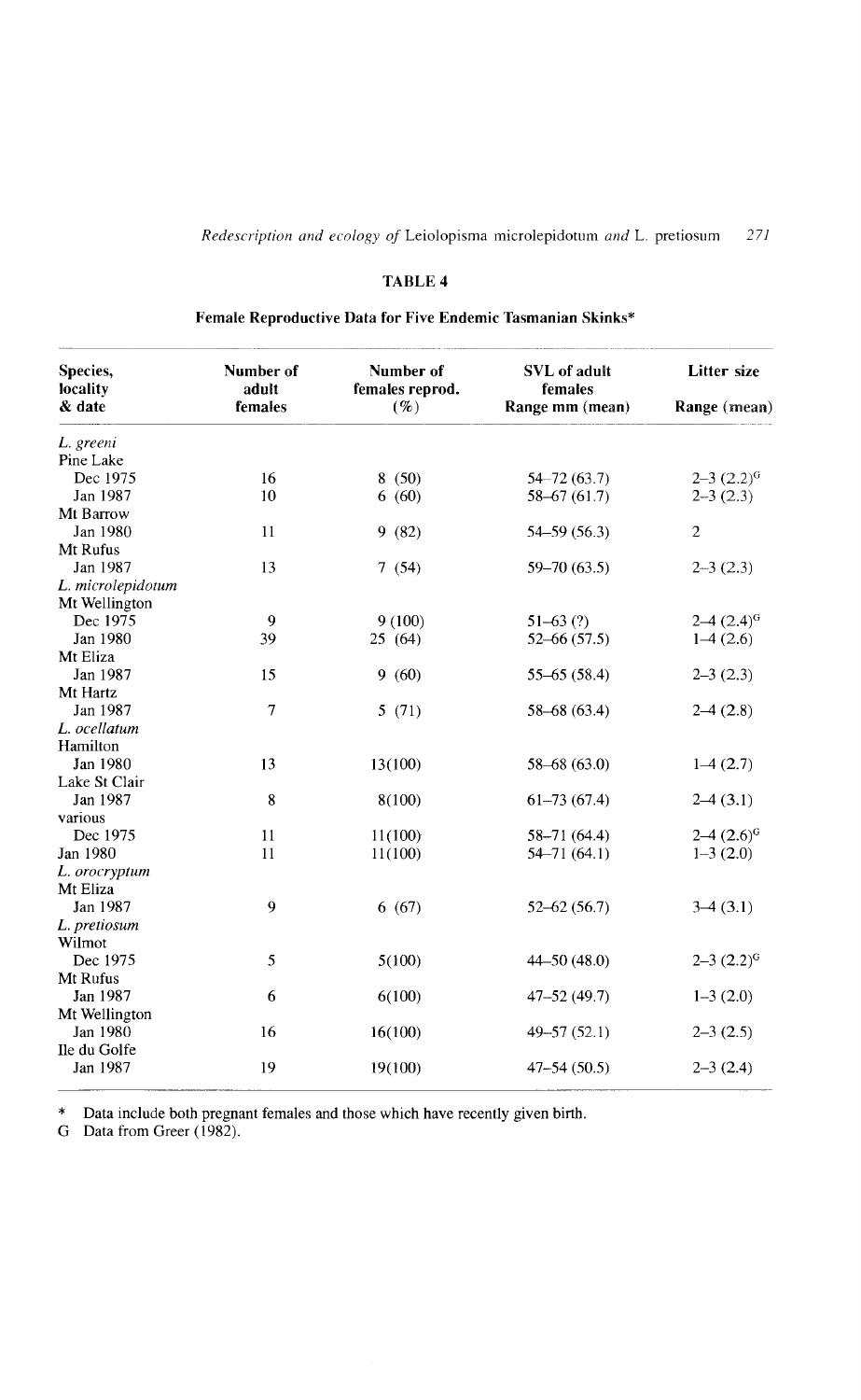## TABLE 4

### Female Reproductive Data for Five Endemic Tasmanian Skinks*

| Species, locality & date | Number of adult females | Number of females reprod. (%) | SVL of adult females Range mm (mean) | Litter size Range (mean) |
|---|---|---|---|---|
| *L. greeni* | | | | |
| Pine Lake | | | | |
| Dec 1975 | 16 | 8 (50) | 54–72 (63.7) | 2–3 (2.2)[G] |
| Jan 1987 | 10 | 6 (60) | 58–67 (61.7) | 2–3 (2.3) |
| Mt Barrow | | | | |
| Jan 1980 | 11 | 9 (82) | 54–59 (56.3) | 2 |
| Mt Rufus | | | | |
| Jan 1987 | 13 | 7 (54) | 59–70 (63.5) | 2–3 (2.3) |
| *L. microlepidotum* | | | | |
| Mt Wellington | | | | |
| Dec 1975 | 9 | 9 (100) | 51–63 (?) | 2–4 (2.4)[G] |
| Jan 1980 | 39 | 25 (64) | 52–66 (57.5) | 1–4 (2.6) |
| Mt Eliza | | | | |
| Jan 1987 | 15 | 9 (60) | 55–65 (58.4) | 2–3 (2.3) |
| Mt Hartz | | | | |
| Jan 1987 | 7 | 5 (71) | 58–68 (63.4) | 2–4 (2.8) |
| *L. ocellatum* | | | | |
| Hamilton | | | | |
| Jan 1980 | 13 | 13(100) | 58–68 (63.0) | 1–4 (2.7) |
| Lake St Clair | | | | |
| Jan 1987 | 8 | 8(100) | 61–73 (67.4) | 2–4 (3.1) |
| various | | | | |
| Dec 1975 | 11 | 11(100) | 58–71 (64.4) | 2–4 (2.6)[G] |
| Jan 1980 | 11 | 11(100) | 54–71 (64.1) | 1–3 (2.0) |
| *L. orocryptum* | | | | |
| Mt Eliza | | | | |
| Jan 1987 | 9 | 6 (67) | 52–62 (56.7) | 3–4 (3.1) |
| *L. pretiosum* | | | | |
| Wilmot | | | | |
| Dec 1975 | 5 | 5(100) | 44–50 (48.0) | 2–3 (2.2)[G] |
| Mt Rufus | | | | |
| Jan 1987 | 6 | 6(100) | 47–52 (49.7) | 1–3 (2.0) |
| Mt Wellington | | | | |
| Jan 1980 | 16 | 16(100) | 49–57 (52.1) | 2–3 (2.5) |
| Ile du Golfe | | | | |
| Jan 1987 | 19 | 19(100) | 47–54 (50.5) | 2–3 (2.4) |

\* Data include both pregnant females and those which have recently given birth.
G Data from Greer (1982).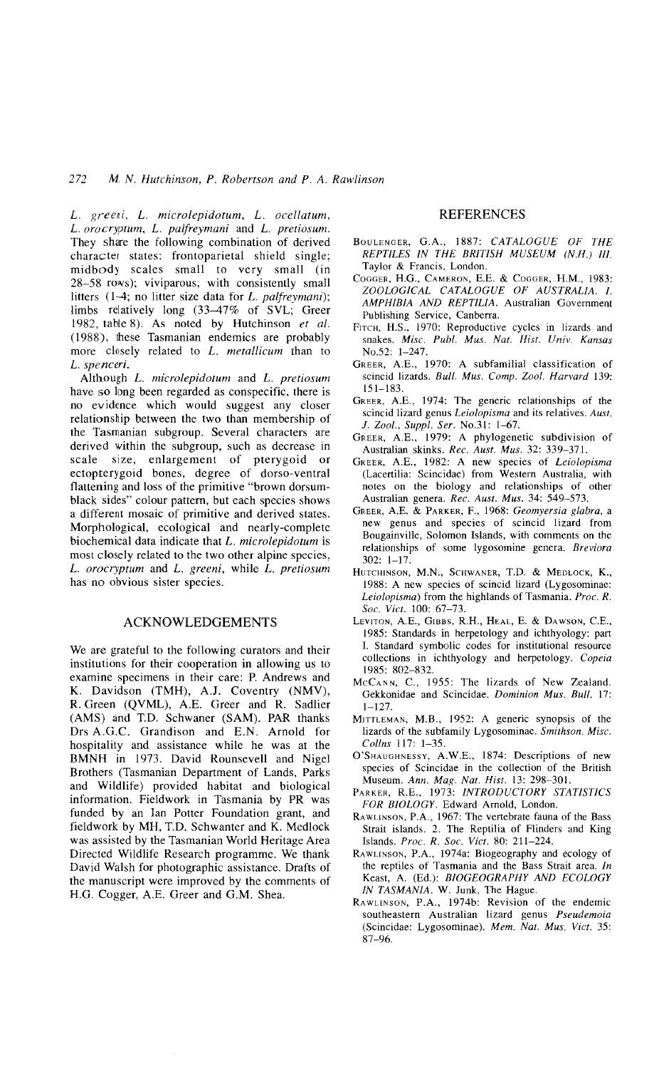*L. greeni*, *L. microlepidotum*, *L. ocellatum*, *L. orocryptum*, *L. palfreymani* and *L. pretiosum*. They share the following combination of derived character states: frontoparietal shield single; midbody scales small to very small (in 28–58 rows); viviparous, with consistently small litters (1–4; no litter size data for *L. palfreymani*); limbs relatively long (33–47% of SVL; Greer 1982, table 8). As noted by Hutchinson *et al.* (1988), these Tasmanian endemics are probably more closely related to *L. metallicum* than to *L. spenceri*.

Although *L. microlepidotum* and *L. pretiosum* have so long been regarded as conspecific, there is no evidence which would suggest any closer relationship between the two than membership of the Tasmanian subgroup. Several characters are derived within the subgroup, such as decrease in scale size, enlargement of pterygoid or ectopterygoid bones, degree of dorso-ventral flattening and loss of the primitive "brown dorsum-black sides" colour pattern, but each species shows a different mosaic of primitive and derived states. Morphological, ecological and nearly-complete biochemical data indicate that *L. microlepidotum* is most closely related to the two other alpine species, *L. orocryptum* and *L. greeni*, while *L. pretiosum* has no obvious sister species.

## ACKNOWLEDGEMENTS

We are grateful to the following curators and their institutions for their cooperation in allowing us to examine specimens in their care: P. Andrews and K. Davidson (TMH), A.J. Coventry (NMV), R. Green (QVML), A.E. Greer and R. Sadlier (AMS) and T.D. Schwaner (SAM). PAR thanks Drs A.G.C. Grandison and E.N. Arnold for hospitality and assistance while he was at the BMNH in 1973. David Rounsevell and Nigel Brothers (Tasmanian Department of Lands, Parks and Wildlife) provided habitat and biological information. Fieldwork in Tasmania by PR was funded by an Ian Potter Foundation grant, and fieldwork by MH, T.D. Schwanter and K. Medlock was assisted by the Tasmanian World Heritage Area Directed Wildlife Research programme. We thank David Walsh for photographic assistance. Drafts of the manuscript were improved by the comments of H.G. Cogger, A.E. Greer and G.M. Shea.

## REFERENCES

BOULENGER, G.A., 1887: *CATALOGUE OF THE REPTILES IN THE BRITISH MUSEUM (N.H.) III*. Taylor & Francis, London.

COGGER, H.G., CAMERON, E.E. & COGGER, H.M., 1983: *ZOOLOGICAL CATALOGUE OF AUSTRALIA. 1. AMPHIBIA AND REPTILIA*. Australian Government Publishing Service, Canberra.

FITCH, H.S., 1970: Reproductive cycles in lizards and snakes. *Misc. Publ. Mus. Nat. Hist. Univ. Kansas* No.52: 1–247.

GREER, A.E., 1970: A subfamilial classification of scincid lizards. *Bull. Mus. Comp. Zool. Harvard* 139: 151–183.

GREER, A.E., 1974: The generic relationships of the scincid lizard genus *Leiolopisma* and its relatives. *Aust. J. Zool., Suppl. Ser.* No.31: 1–67.

GREER, A.E., 1979: A phylogenetic subdivision of Australian skinks. *Rec. Aust. Mus.* 32: 339–371.

GREER, A.E., 1982: A new species of *Leiolopisma* (Lacertilia: Scincidae) from Western Australia, with notes on the biology and relationships of other Australian genera. *Rec. Aust. Mus.* 34: 549–573.

GREER, A.E. & PARKER, F., 1968: *Geomyersia glabra*, a new genus and species of scincid lizard from Bougainville, Solomon Islands, with comments on the relationships of some lygosomine genera. *Breviora* 302: 1–17.

HUTCHINSON, M.N., SCHWANER, T.D. & MEDLOCK, K., 1988: A new species of scincid lizard (Lygosominae: *Leiolopisma*) from the highlands of Tasmania. *Proc. R. Soc. Vict.* 100: 67–73.

LEVITON, A.E., GIBBS, R.H., HEAL, E. & DAWSON, C.E., 1985: Standards in herpetology and ichthyology: part I. Standard symbolic codes for institutional resource collections in ichthyology and herpetology. *Copeia* 1985: 802–832.

MCCANN, C., 1955: The lizards of New Zealand. Gekkonidae and Scincidae. *Dominion Mus. Bull.* 17: 1–127.

MITTLEMAN, M.B., 1952: A generic synopsis of the lizards of the subfamily Lygosominae. *Smithson. Misc. Collns* 117: 1–35.

O'SHAUGHNESSY, A.W.E., 1874: Descriptions of new species of Scincidae in the collection of the British Museum. *Ann. Mag. Nat. Hist.* 13: 298–301.

PARKER, R.E., 1973: *INTRODUCTORY STATISTICS FOR BIOLOGY*. Edward Arnold, London.

RAWLINSON, P.A., 1967: The vertebrate fauna of the Bass Strait islands. 2. The Reptilia of Flinders and King Islands. *Proc. R. Soc. Vict.* 80: 211–224.

RAWLINSON, P.A., 1974a: Biogeography and ecology of the reptiles of Tasmania and the Bass Strait area. *In* Keast, A. (Ed.): *BIOGEOGRAPHY AND ECOLOGY IN TASMANIA*. W. Junk, The Hague.

RAWLINSON, P.A., 1974b: Revision of the endemic southeastern Australian lizard genus *Pseudemoia* (Scincidae: Lygosominae). *Mem. Nat. Mus. Vict.* 35: 87–96.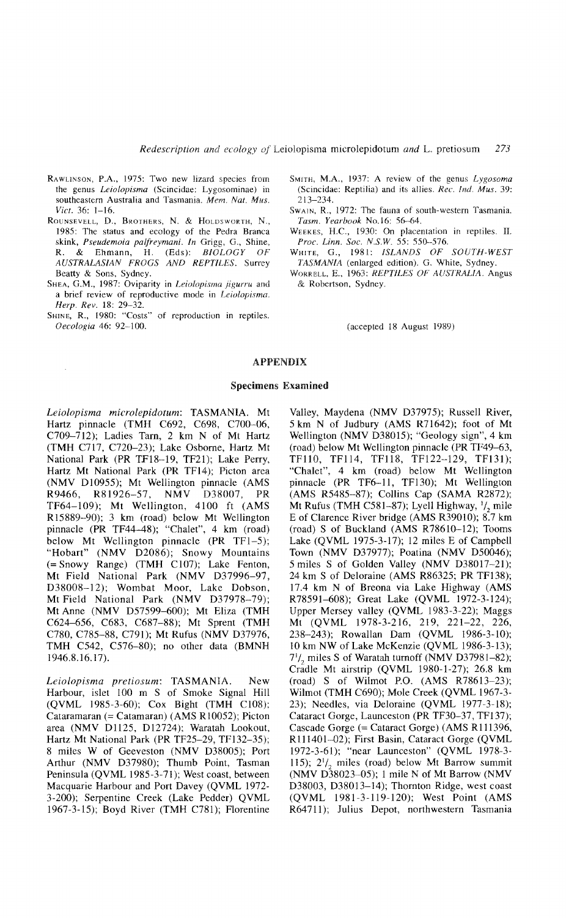Rawlinson, P.A., 1975: Two new lizard species from the genus *Leiolopisma* (Scincidae: Lygosominae) in southeastern Australia and Tasmania. *Mem. Nat. Mus. Vict.* 36: 1–16.

Rounsevell, D., Brothers, N. & Holdsworth, N., 1985: The status and ecology of the Pedra Branca skink, *Pseudemoia palfreymani*. *In* Grigg, G., Shine, R. & Ehmann, H. (Eds): *BIOLOGY OF AUSTRALASIAN FROGS AND REPTILES*. Surrey Beatty & Sons, Sydney.

Shea, G.M., 1987: Oviparity in *Leiolopisma jigurru* and a brief review of reproductive mode in *Leiolopisma*. *Herp. Rev.* 18: 29–32.

Shine, R., 1980: "Costs" of reproduction in reptiles. *Oecologia* 46: 92–100.

Smith, M.A., 1937: A review of the genus *Lygosoma* (Scincidae: Reptilia) and its allies. *Rec. Ind. Mus.* 39: 213–234.

Swain, R., 1972: The fauna of south-western Tasmania. *Tasm. Yearbook* No.16: 56–64.

Weekes, H.C., 1930: On placentation in reptiles. II. *Proc. Linn. Soc. N.S.W.* 55: 550–576.

White, G., 1981: *ISLANDS OF SOUTH-WEST TASMANIA* (enlarged edition). G. White, Sydney.

Worrell, E., 1963: *REPTILES OF AUSTRALIA*. Angus & Robertson, Sydney.

(accepted 18 August 1989)

## APPENDIX

### Specimens Examined

*Leiolopisma microlepidotum*: TASMANIA. Mt Hartz pinnacle (TMH C692, C698, C700–06, C709–712); Ladies Tarn, 2 km N of Mt Hartz (TMH C717, C720–23); Lake Osborne, Hartz Mt National Park (PR TF18–19, TF21); Lake Perry, Hartz Mt National Park (PR TF14); Picton area (NMV D10955); Mt Wellington pinnacle (AMS R9466, R81926–57, NMV D38007, PR TF64–109); Mt Wellington, 4100 ft (AMS R15889–90); 3 km (road) below Mt Wellington pinnacle (PR TF44–48); "Chalet", 4 km (road) below Mt Wellington pinnacle (PR TF1–5); "Hobart" (NMV D2086); Snowy Mountains (= Snowy Range) (TMH C107); Lake Fenton, Mt Field National Park (NMV D37996–97, D38008–12); Wombat Moor, Lake Dobson, Mt Field National Park (NMV D37978–79); Mt Anne (NMV D57599–600); Mt Eliza (TMH C624–656, C683, C687–88); Mt Sprent (TMH C780, C785–88, C791); Mt Rufus (NMV D37976, TMH C542, C576–80); no other data (BMNH 1946.8.16.17).

*Leiolopisma pretiosum*: TASMANIA. New Harbour, islet 100 m S of Smoke Signal Hill (QVML 1985-3-60); Cox Bight (TMH C108); Cataramaran (= Catamaran) (AMS R10052); Picton area (NMV D1125, D12724); Waratah Lookout, Hartz Mt National Park (PR TF25–29, TF132–35); 8 miles W of Geeveston (NMV D38005); Port Arthur (NMV D37980); Thumb Point, Tasman Peninsula (QVML 1985-3-71); West coast, between Macquarie Harbour and Port Davey (QVML 1972-3-200); Serpentine Creek (Lake Pedder) QVML 1967-3-15); Boyd River (TMH C781); Florentine Valley, Maydena (NMV D37975); Russell River, 5 km N of Judbury (AMS R71642); foot of Mt Wellington (NMV D38015); "Geology sign", 4 km (road) below Mt Wellington pinnacle (PR TF49–63, TF110, TF114, TF118, TF122–129, TF131); "Chalet", 4 km (road) below Mt Wellington pinnacle (PR TF6–11, TF130); Mt Wellington (AMS R5485–87); Collins Cap (SAMA R2872); Mt Rufus (TMH C581–87); Lyell Highway, $^1/_2$ mile E of Clarence River bridge (AMS R39010); 8.7 km (road) S of Buckland (AMS R78610–12); Tooms Lake (QVML 1975-3-17); 12 miles E of Campbell Town (NMV D37977); Poatina (NMV D50046); 5 miles S of Golden Valley (NMV D38017–21); 24 km S of Deloraine (AMS R86325; PR TF138); 17.4 km N of Breona via Lake Highway (AMS R78591–608); Great Lake (QVML 1972-3-124); Upper Mersey valley (QVML 1983-3-22); Maggs Mt (QVML 1978-3-216, 219, 221–22, 226, 238–243); Rowallan Dam (QVML 1986-3-10); 10 km NW of Lake McKenzie (QVML 1986-3-13); $7^1/_2$ miles S of Waratah turnoff (NMV D37981–82); Cradle Mt airstrip (QVML 1980-1-27); 26.8 km (road) S of Wilmot P.O. (AMS R78613–23); Wilmot (TMH C690); Mole Creek (QVML 1967-3-23); Needles, via Deloraine (QVML 1977-3-18); Cataract Gorge, Launceston (PR TF30–37, TF137); Cascade Gorge (= Cataract Gorge) (AMS R111396, R111401–02); First Basin, Cataract Gorge (QVML 1972-3-61); "near Launceston" (QVML 1978-3-115); $2^1/_2$ miles (road) below Mt Barrow summit (NMV D38023–05); 1 mile N of Mt Barrow (NMV D38003, D38013–14); Thornton Ridge, west coast (QVML 1981-3-119-120); West Point (AMS R64711); Julius Depot, northwestern Tasmania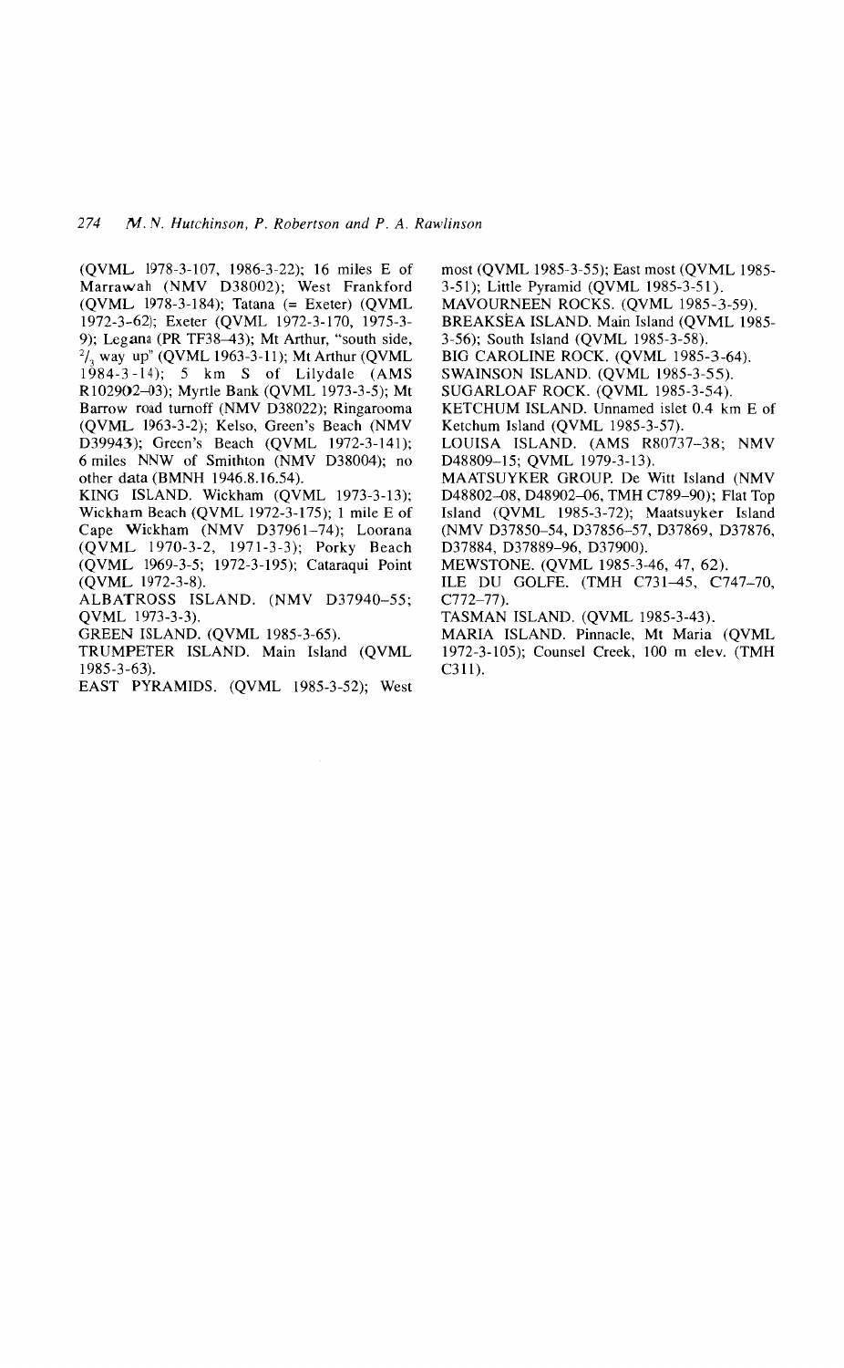(QVML 1978-3-107, 1986-3-22); 16 miles E of Marrawah (NMV D38002); West Frankford (QVML 1978-3-184); Tatana (= Exeter) (QVML 1972-3-62); Exeter (QVML 1972-3-170, 1975-3-9); Legana (PR TF38–43); Mt Arthur, "south side, $^{2}/_{3}$ way up" (QVML 1963-3-11); Mt Arthur (QVML 1984-3-14); 5 km S of Lilydale (AMS R102902–03); Myrtle Bank (QVML 1973-3-5); Mt Barrow road turnoff (NMV D38022); Ringarooma (QVML 1963-3-2); Kelso, Green's Beach (NMV D39943); Green's Beach (QVML 1972-3-141); 6 miles NNW of Smithton (NMV D38004); no other data (BMNH 1946.8.16.54).

KING ISLAND. Wickham (QVML 1973-3-13); Wickham Beach (QVML 1972-3-175); 1 mile E of Cape Wickham (NMV D37961–74); Loorana (QVML 1970-3-2, 1971-3-3); Porky Beach (QVML 1969-3-5; 1972-3-195); Cataraqui Point (QVML 1972-3-8).

ALBATROSS ISLAND. (NMV D37940–55; QVML 1973-3-3).

GREEN ISLAND. (QVML 1985-3-65).

TRUMPETER ISLAND. Main Island (QVML 1985-3-63).

EAST PYRAMIDS. (QVML 1985-3-52); West most (QVML 1985-3-55); East most (QVML 1985-3-51); Little Pyramid (QVML 1985-3-51).

MAVOURNEEN ROCKS. (QVML 1985-3-59).

BREAKSEA ISLAND. Main Island (QVML 1985-3-56); South Island (QVML 1985-3-58).

BIG CAROLINE ROCK. (QVML 1985-3-64).

SWAINSON ISLAND. (QVML 1985-3-55).

SUGARLOAF ROCK. (QVML 1985-3-54).

KETCHUM ISLAND. Unnamed islet 0.4 km E of Ketchum Island (QVML 1985-3-57).

LOUISA ISLAND. (AMS R80737–38; NMV D48809–15; QVML 1979-3-13).

MAATSUYKER GROUP. De Witt Island (NMV D48802–08, D48902–06, TMH C789–90); Flat Top Island (QVML 1985-3-72); Maatsuyker Island (NMV D37850–54, D37856–57, D37869, D37876, D37884, D37889–96, D37900).

MEWSTONE. (QVML 1985-3-46, 47, 62).

ILE DU GOLFE. (TMH C731–45, C747–70, C772–77).

TASMAN ISLAND. (QVML 1985-3-43).

MARIA ISLAND. Pinnacle, Mt Maria (QVML 1972-3-105); Counsel Creek, 100 m elev. (TMH C311).